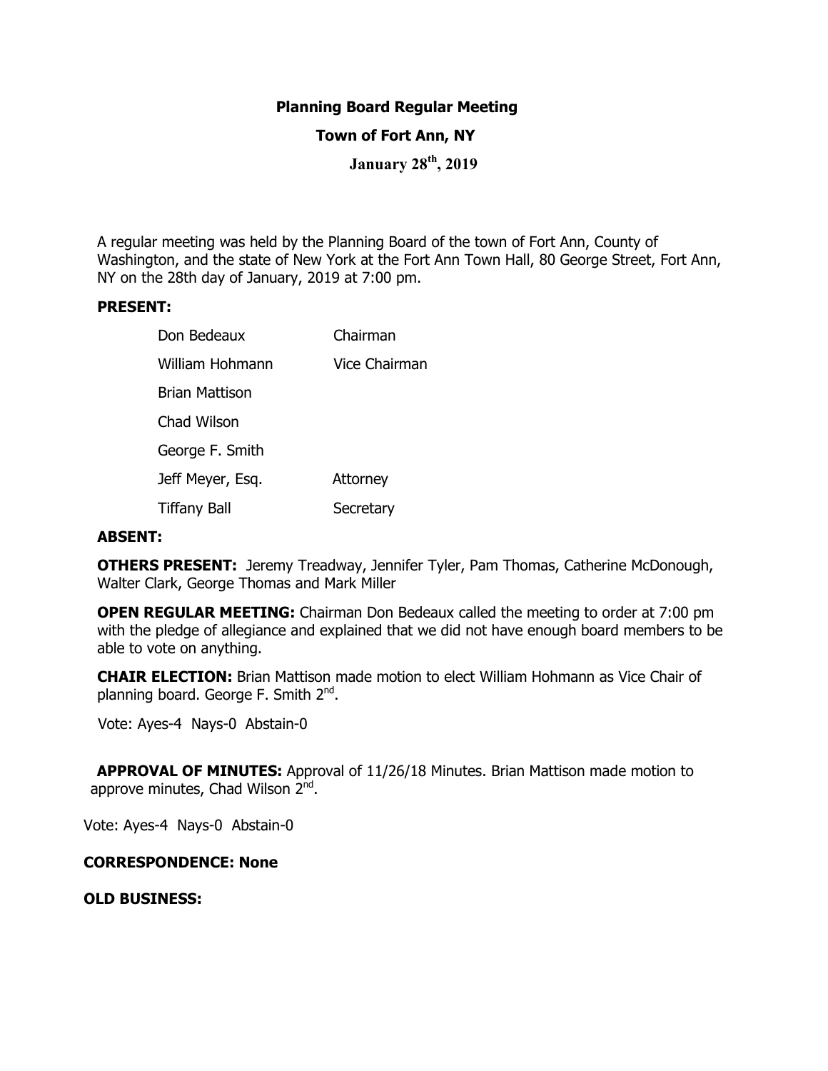# Planning Board Regular Meeting

## Town of Fort Ann, NY

### January 28th, 2019

A regular meeting was held by the Planning Board of the town of Fort Ann, County of Washington, and the state of New York at the Fort Ann Town Hall, 80 George Street, Fort Ann, NY on the 28th day of January, 2019 at 7:00 pm.

**PRESENT:**

| | |
|---|---|
| Don Bedeaux | Chairman |
| William Hohmann | Vice Chairman |
| Brian Mattison | |
| Chad Wilson | |
| George F. Smith | |
| Jeff Meyer, Esq. | Attorney |
| Tiffany Ball | Secretary |

**ABSENT:**

**OTHERS PRESENT:** Jeremy Treadway, Jennifer Tyler, Pam Thomas, Catherine McDonough, Walter Clark, George Thomas and Mark Miller

**OPEN REGULAR MEETING:** Chairman Don Bedeaux called the meeting to order at 7:00 pm with the pledge of allegiance and explained that we did not have enough board members to be able to vote on anything.

**CHAIR ELECTION:** Brian Mattison made motion to elect William Hohmann as Vice Chair of planning board. George F. Smith 2nd.

Vote: Ayes-4 Nays-0 Abstain-0

**APPROVAL OF MINUTES:** Approval of 11/26/18 Minutes. Brian Mattison made motion to approve minutes, Chad Wilson 2nd.

Vote: Ayes-4 Nays-0 Abstain-0

**CORRESPONDENCE: None**

**OLD BUSINESS:**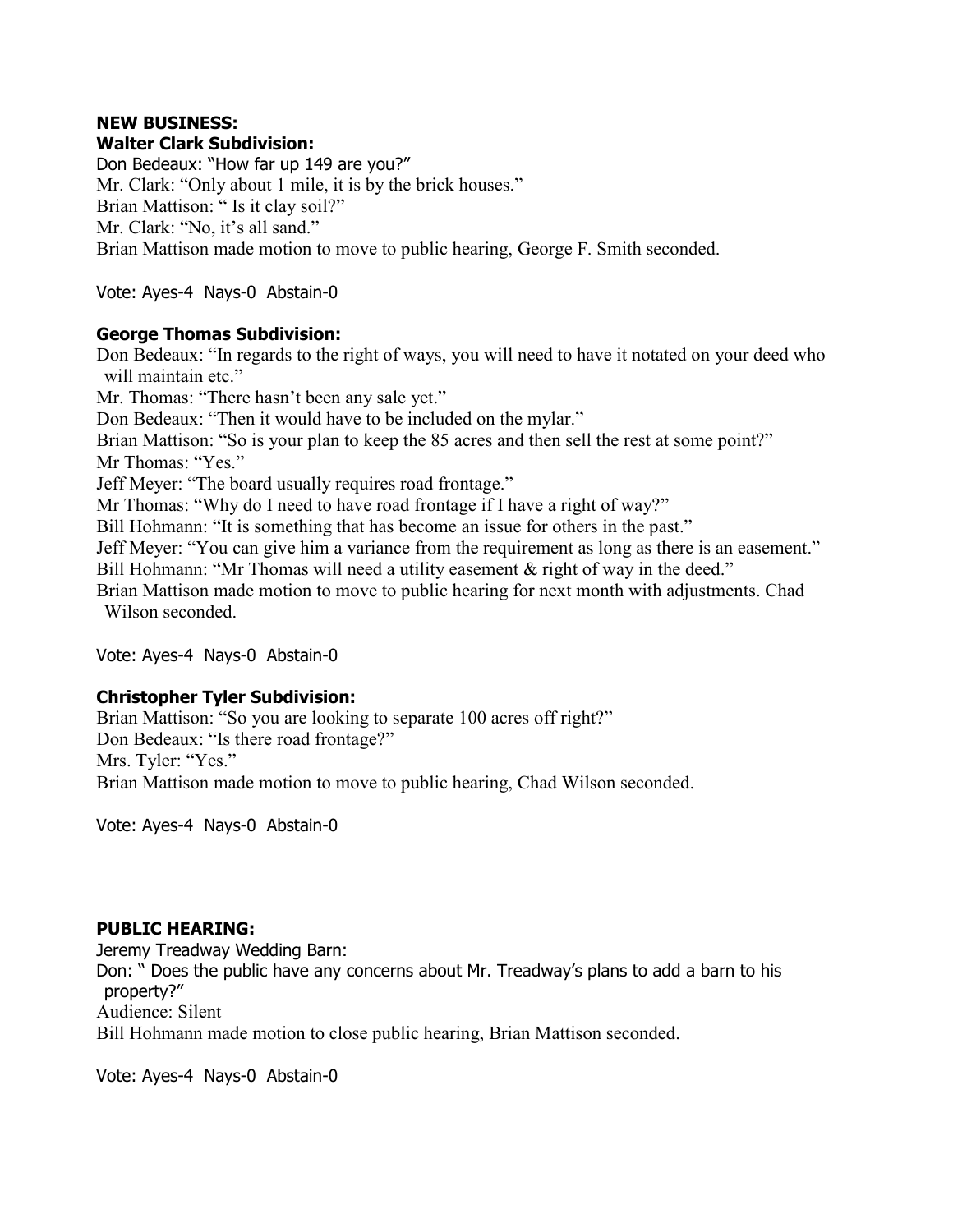**NEW BUSINESS:**

**Walter Clark Subdivision:**

Don Bedeaux: "How far up 149 are you?"
Mr. Clark: "Only about 1 mile, it is by the brick houses."
Brian Mattison: " Is it clay soil?"
Mr. Clark: "No, it's all sand."
Brian Mattison made motion to move to public hearing, George F. Smith seconded.

Vote: Ayes-4 Nays-0 Abstain-0

**George Thomas Subdivision:**

Don Bedeaux: "In regards to the right of ways, you will need to have it notated on your deed who will maintain etc."
Mr. Thomas: "There hasn't been any sale yet."
Don Bedeaux: "Then it would have to be included on the mylar."
Brian Mattison: "So is your plan to keep the 85 acres and then sell the rest at some point?"
Mr Thomas: "Yes."
Jeff Meyer: "The board usually requires road frontage."
Mr Thomas: "Why do I need to have road frontage if I have a right of way?"
Bill Hohmann: "It is something that has become an issue for others in the past."
Jeff Meyer: "You can give him a variance from the requirement as long as there is an easement."
Bill Hohmann: "Mr Thomas will need a utility easement & right of way in the deed."
Brian Mattison made motion to move to public hearing for next month with adjustments. Chad Wilson seconded.

Vote: Ayes-4 Nays-0 Abstain-0

**Christopher Tyler Subdivision:**

Brian Mattison: "So you are looking to separate 100 acres off right?"
Don Bedeaux: "Is there road frontage?"
Mrs. Tyler: "Yes."
Brian Mattison made motion to move to public hearing, Chad Wilson seconded.

Vote: Ayes-4 Nays-0 Abstain-0

**PUBLIC HEARING:**

Jeremy Treadway Wedding Barn:
Don: " Does the public have any concerns about Mr. Treadway's plans to add a barn to his property?"
Audience: Silent
Bill Hohmann made motion to close public hearing, Brian Mattison seconded.

Vote: Ayes-4 Nays-0 Abstain-0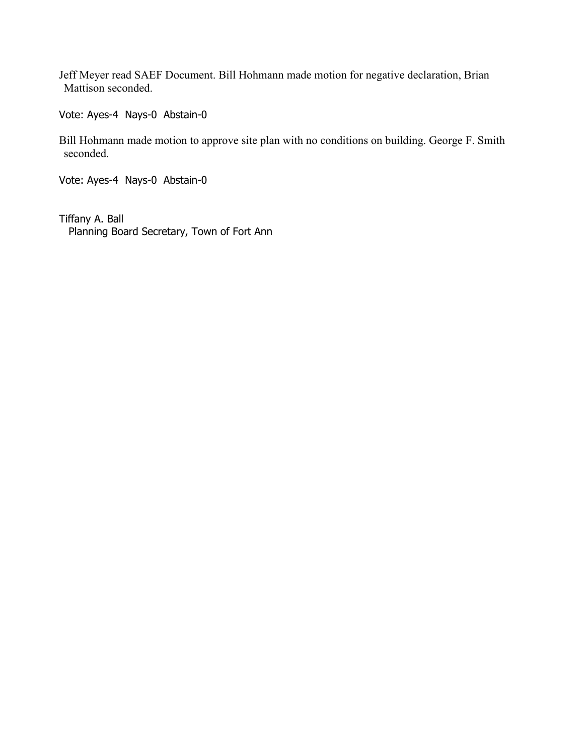Jeff Meyer read SAEF Document. Bill Hohmann made motion for negative declaration, Brian Mattison seconded.

Vote: Ayes-4  Nays-0  Abstain-0

Bill Hohmann made motion to approve site plan with no conditions on building. George F. Smith seconded.

Vote: Ayes-4  Nays-0  Abstain-0

Tiffany A. Ball
Planning Board Secretary, Town of Fort Ann